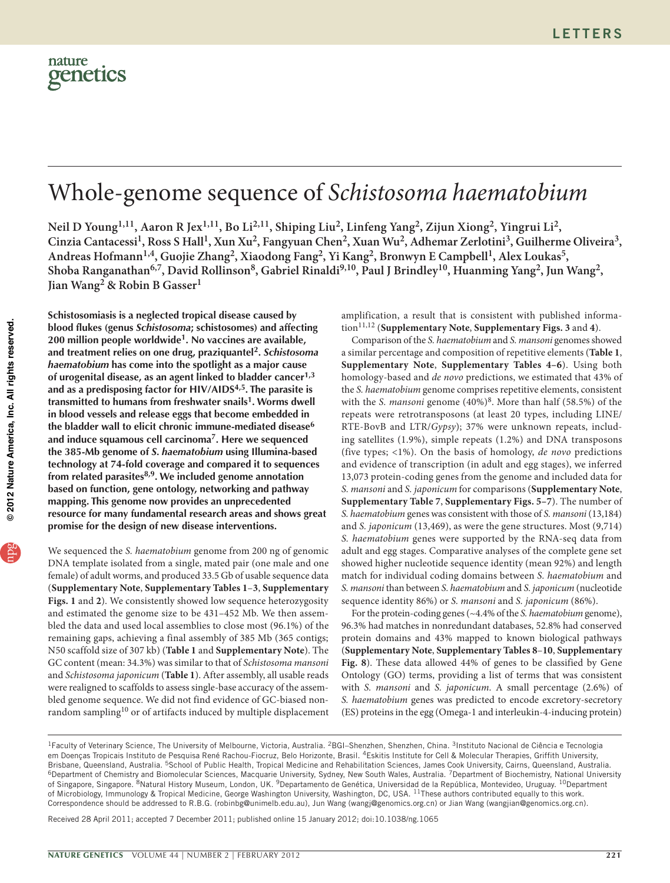# Whole-genome sequence of *Schistosoma haematobium*

**Neil D Young[1,11], Aaron R Jex[1,11], Bo Li[2,11], Shiping Liu[2], Linfeng Yang[2], Zijun Xiong[2], Yingrui Li[2], Cinzia Cantacessi[1], Ross S Hall[1], Xun Xu[2], Fangyuan Chen[2], Xuan Wu[2], Adhemar Zerlotini[3], Guilherme Oliveira[3], Andreas Hofmann[1,4], Guojie Zhang[2], Xiaodong Fang[2], Yi Kang[2], Bronwyn E Campbell[1], Alex Loukas[5], Shoba Ranganathan[6,7], David Rollinson[8], Gabriel Rinaldi[9,10], Paul J Brindley[10], Huanming Yang[2], Jun Wang[2], Jian Wang[2] & Robin B Gasser[1]**

**Schistosomiasis is a neglected tropical disease caused by blood flukes (genus *Schistosoma*; schistosomes) and affecting 200 million people worldwide[1]. No vaccines are available, and treatment relies on one drug, praziquantel[2]. *Schistosoma haematobium* has come into the spotlight as a major cause of urogenital disease, as an agent linked to bladder cancer[1,3] and as a predisposing factor for HIV/AIDS[4,5]. The parasite is transmitted to humans from freshwater snails[1]. Worms dwell in blood vessels and release eggs that become embedded in the bladder wall to elicit chronic immune-mediated disease[6] and induce squamous cell carcinoma[7]. Here we sequenced the 385-Mb genome of *S. haematobium* using Illumina-based technology at 74-fold coverage and compared it to sequences from related parasites[8,9]. We included genome annotation based on function, gene ontology, networking and pathway mapping. This genome now provides an unprecedented resource for many fundamental research areas and shows great promise for the design of new disease interventions.**

We sequenced the *S. haematobium* genome from 200 ng of genomic DNA template isolated from a single, mated pair (one male and one female) of adult worms, and produced 33.5 Gb of usable sequence data (**Supplementary Note**, **Supplementary Tables 1**–**3**, **Supplementary Figs. 1** and **2**). We consistently showed low sequence heterozygosity and estimated the genome size to be 431–452 Mb. We then assembled the data and used local assemblies to close most (96.1%) of the remaining gaps, achieving a final assembly of 385 Mb (365 contigs; N50 scaffold size of 307 kb) (**Table 1** and **Supplementary Note**). The GC content (mean: 34.3%) was similar to that of *Schistosoma mansoni* and *Schistosoma japonicum* (**Table 1**). After assembly, all usable reads were realigned to scaffolds to assess single-base accuracy of the assembled genome sequence. We did not find evidence of GC-biased nonrandom sampling[10] or of artifacts induced by multiple displacement amplification, a result that is consistent with published information[11,12] (**Supplementary Note**, **Supplementary Figs. 3** and **4**).

Comparison of the *S. haematobium* and *S. mansoni* genomes showed a similar percentage and composition of repetitive elements (**Table 1**, **Supplementary Note**, **Supplementary Tables 4–6**). Using both homology-based and *de novo* predictions, we estimated that 43% of the *S. haematobium* genome comprises repetitive elements, consistent with the *S. mansoni* genome (40%)[8]. More than half (58.5%) of the repeats were retrotransposons (at least 20 types, including LINE/RTE-BovB and LTR/*Gypsy*); 37% were unknown repeats, including satellites (1.9%), simple repeats (1.2%) and DNA transposons (five types; <1%). On the basis of homology, *de novo* predictions and evidence of transcription (in adult and egg stages), we inferred 13,073 protein-coding genes from the genome and included data for *S. mansoni* and *S. japonicum* for comparisons (**Supplementary Note**, **Supplementary Table 7**, **Supplementary Figs. 5–7**). The number of *S. haematobium* genes was consistent with those of *S. mansoni* (13,184) and *S. japonicum* (13,469), as were the gene structures. Most (9,714) *S. haematobium* genes were supported by the RNA-seq data from adult and egg stages. Comparative analyses of the complete gene set showed higher nucleotide sequence identity (mean 92%) and length match for individual coding domains between *S. haematobium* and *S. mansoni* than between *S. haematobium* and *S. japonicum* (nucleotide sequence identity 86%) or *S. mansoni* and *S. japonicum* (86%).

For the protein-coding genes (~4.4% of the *S. haematobium* genome), 96.3% had matches in nonredundant databases, 52.8% had conserved protein domains and 43% mapped to known biological pathways (**Supplementary Note**, **Supplementary Tables 8**–**10**, **Supplementary Fig. 8**). These data allowed 44% of genes to be classified by Gene Ontology (GO) terms, providing a list of terms that was consistent with *S. mansoni* and *S. japonicum*. A small percentage (2.6%) of *S. haematobium* genes was predicted to encode excretory-secretory (ES) proteins in the egg (Omega-1 and interleukin-4-inducing protein)

[1]Faculty of Veterinary Science, The University of Melbourne, Victoria, Australia. [2]BGI–Shenzhen, Shenzhen, China. [3]Instituto Nacional de Ciência e Tecnologia em Doenças Tropicais Instituto de Pesquisa René Rachou-Fiocruz, Belo Horizonte, Brasil. [4]Eskitis Institute for Cell & Molecular Therapies, Griffith University, Brisbane, Queensland, Australia. [5]School of Public Health, Tropical Medicine and Rehabilitation Sciences, James Cook University, Cairns, Queensland, Australia. [6]Department of Chemistry and Biomolecular Sciences, Macquarie University, Sydney, New South Wales, Australia. [7]Department of Biochemistry, National University of Singapore, Singapore. [8]Natural History Museum, London, UK. [9]Departamento de Genética, Universidad de la República, Montevideo, Uruguay. [10]Department of Microbiology, Immunology & Tropical Medicine, George Washington University, Washington, DC, USA. [11]These authors contributed equally to this work. Correspondence should be addressed to R.B.G. (robinbg@unimelb.edu.au), Jun Wang (wangj@genomics.org.cn) or Jian Wang (wangjian@genomics.org.cn).

Received 28 April 2011; accepted 7 December 2011; published online 15 January 2012; doi:10.1038/ng.1065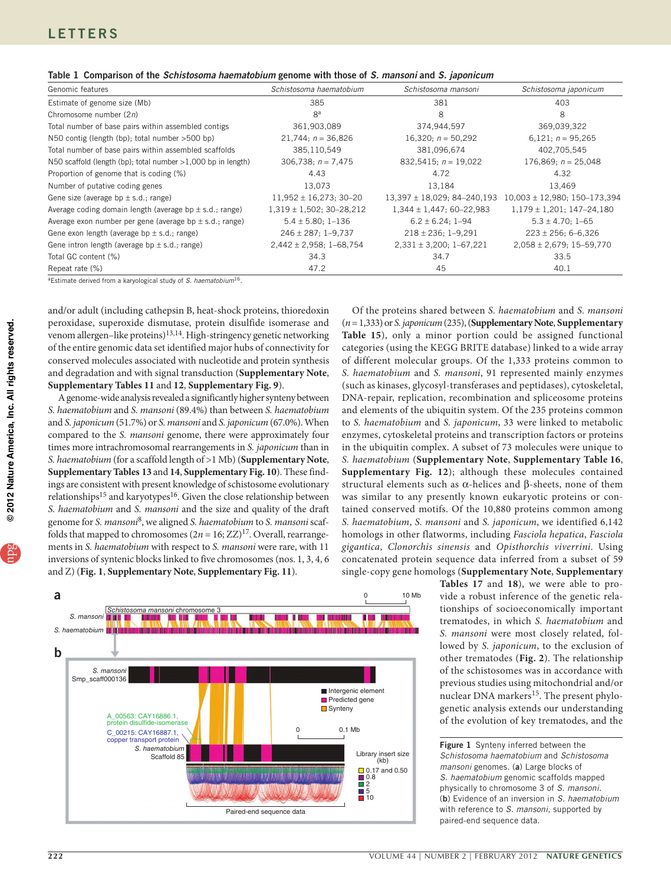**Table 1** Comparison of the *Schistosoma haematobium* genome with those of *S. mansoni* and *S. japonicum*

| Genomic features | *Schistosoma haematobium* | *Schistosoma mansoni* | *Schistosoma japonicum* |
|---|---|---|---|
| Estimate of genome size (Mb) | 385 | 381 | 403 |
| Chromosome number (2*n*) | 8[a] | 8 | 8 |
| Total number of base pairs within assembled contigs | 361,903,089 | 374,944,597 | 369,039,322 |
| N50 contig (length (bp); total number >500 bp) | 21,744; *n* = 36,826 | 16,320; *n* = 50,292 | 6,121; *n* = 95,265 |
| Total number of base pairs within assembled scaffolds | 385,110,549 | 381,096,674 | 402,705,545 |
| N50 scaffold (length (bp); total number >1,000 bp in length) | 306,738; *n* = 7,475 | 832,5415; *n* = 19,022 | 176,869; *n* = 25,048 |
| Proportion of genome that is coding (%) | 4.43 | 4.72 | 4.32 |
| Number of putative coding genes | 13,073 | 13,184 | 13,469 |
| Gene size (average bp ± s.d.; range) | 11,952 ± 16,273; 30–20 | 13,397 ± 18,029; 84–240,193 | 10,003 ± 12,980; 150–173,394 |
| Average coding domain length (average bp ± s.d.; range) | 1,319 ± 1,502; 30–28,212 | 1,344 ± 1,447; 60–22,983 | 1,179 ± 1,201; 147–24,180 |
| Average exon number per gene (average bp ± s.d.; range) | 5.4 ± 5.80; 1–136 | 6.2 ± 6.24; 1–94 | 5.3 ± 4.70; 1–65 |
| Gene exon length (average bp ± s.d.; range) | 246 ± 287; 1–9,737 | 218 ± 236; 1–9,291 | 223 ± 256; 6–6,326 |
| Gene intron length (average bp ± s.d.; range) | 2,442 ± 2,958; 1–68,754 | 2,331 ± 3,200; 1–67,221 | 2,058 ± 2,679; 15–59,770 |
| Total GC content (%) | 34.3 | 34.7 | 33.5 |
| Repeat rate (%) | 47.2 | 45 | 40.1 |

[a]Estimate derived from a karyological study of *S. haematobium*[16].

and/or adult (including cathepsin B, heat-shock proteins, thioredoxin peroxidase, superoxide dismutase, protein disulfide isomerase and venom allergen–like proteins)[13,14]. High-stringency genetic networking of the entire genomic data set identified major hubs of connectivity for conserved molecules associated with nucleotide and protein synthesis and degradation and with signal transduction (**Supplementary Note**, **Supplementary Tables 11** and **12**, **Supplementary Fig. 9**).

A genome-wide analysis revealed a significantly higher synteny between *S. haematobium* and *S. mansoni* (89.4%) than between *S. haematobium* and *S. japonicum* (51.7%) or *S. mansoni* and *S. japonicum* (67.0%). When compared to the *S. mansoni* genome, there were approximately four times more intrachromosomal rearrangements in *S. japonicum* than in *S. haematobium* (for a scaffold length of >1 Mb) (**Supplementary Note**, **Supplementary Tables 13** and **14**, **Supplementary Fig. 10**). These findings are consistent with present knowledge of schistosome evolutionary relationships[15] and karyotypes[16]. Given the close relationship between *S. haematobium* and *S. mansoni* and the size and quality of the draft genome for *S. mansoni*[8], we aligned *S. haematobium* to *S. mansoni* scaffolds that mapped to chromosomes (2*n* = 16; ZZ)[17]. Overall, rearrangements in *S. haematobium* with respect to *S. mansoni* were rare, with 11 inversions of syntenic blocks linked to five chromosomes (nos. 1, 3, 4, 6 and Z) (**Fig. 1**, **Supplementary Note**, **Supplementary Fig. 11**).

Of the proteins shared between *S. haematobium* and *S. mansoni* (*n* = 1,333) or *S. japonicum* (235), (**Supplementary Note**, **Supplementary Table 15**), only a minor portion could be assigned functional categories (using the KEGG BRITE database) linked to a wide array of different molecular groups. Of the 1,333 proteins common to *S. haematobium* and *S. mansoni*, 91 represented mainly enzymes (such as kinases, glycosyl-transferases and peptidases), cytoskeletal, DNA-repair, replication, recombination and spliceosome proteins and elements of the ubiquitin system. Of the 235 proteins common to *S. haematobium* and *S. japonicum*, 33 were linked to metabolic enzymes, cytoskeletal proteins and transcription factors or proteins in the ubiquitin complex. A subset of 73 molecules were unique to *S. haematobium* (**Supplementary Note**, **Supplementary Table 16**, **Supplementary Fig. 12**); although these molecules contained structural elements such as α-helices and β-sheets, none of them was similar to any presently known eukaryotic proteins or contained conserved motifs. Of the 10,880 proteins common among *S. haematobium*, *S. mansoni* and *S. japonicum*, we identified 6,142 homologs in other flatworms, including *Fasciola hepatica*, *Fasciola gigantica*, *Clonorchis sinensis* and *Opisthorchis viverrini*. Using concatenated protein sequence data inferred from a subset of 59 single-copy gene homologs (**Supplementary Note**, **Supplementary Tables 17** and **18**), we were able to provide a robust inference of the genetic relationships of socioeconomically important trematodes, in which *S. haematobium* and *S. mansoni* were most closely related, followed by *S. japonicum*, to the exclusion of other trematodes (**Fig. 2**). The relationship of the schistosomes was in accordance with previous studies using mitochondrial and/or nuclear DNA markers[15]. The present phylogenetic analysis extends our understanding of the evolution of key trematodes, and the

**Figure 1** Synteny inferred between the *Schistosoma haematobium* and *Schistosoma mansoni* genomes. (**a**) Large blocks of *S. haematobium* genomic scaffolds mapped physically to chromosome 3 of *S. mansoni*. (**b**) Evidence of an inversion in *S. haematobium* with reference to *S. mansoni*, supported by paired-end sequence data.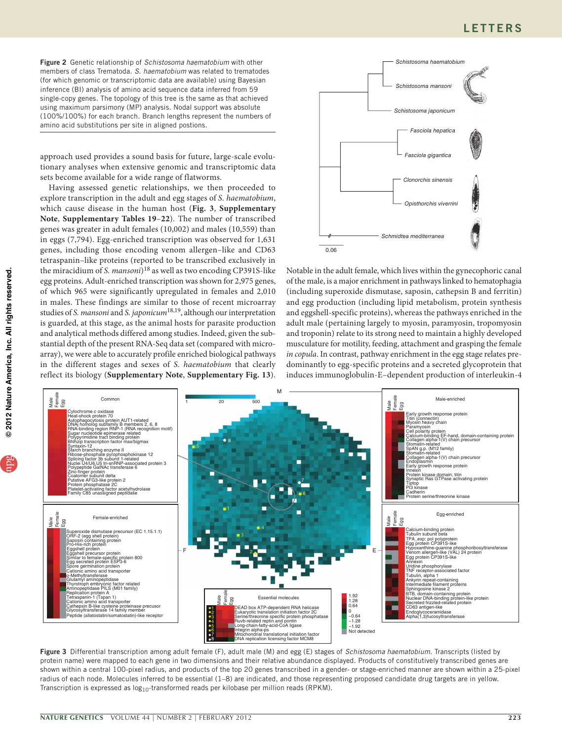**Figure 2** Genetic relationship of *Schistosoma haematobium* with other members of class Trematoda. *S. haematobium* was related to trematodes (for which genomic or transcriptomic data are available) using Bayesian inference (BI) analysis of amino acid sequence data inferred from 59 single-copy genes. The topology of this tree is the same as that achieved using maximum parsimony (MP) analysis. Nodal support was absolute (100%/100%) for each branch. Branch lengths represent the numbers of amino acid substitutions per site in aligned positions.

approach used provides a sound basis for future, large-scale evolutionary analyses when extensive genomic and transcriptomic data sets become available for a wide range of flatworms.

Having assessed genetic relationships, we then proceeded to explore transcription in the adult and egg stages of *S. haematobium*, which cause disease in the human host (**Fig. 3**, **Supplementary Note**, **Supplementary Tables 19–22**). The number of transcribed genes was greater in adult females (10,002) and males (10,559) than in eggs (7,794). Egg-enriched transcription was observed for 1,631 genes, including those encoding venom allergen–like and CD63 tetraspanin–like proteins (reported to be transcribed exclusively in the miracidium of *S. mansoni*)[18] as well as two encoding CP391S-like egg proteins. Adult-enriched transcription was shown for 2,975 genes, of which 965 were significantly upregulated in females and 2,010 in males. These findings are similar to those of recent microarray studies of *S. mansoni* and *S. japonicum*[18,19], although our interpretation is guarded, at this stage, as the animal hosts for parasite production and analytical methods differed among studies. Indeed, given the substantial depth of the present RNA-Seq data set (compared with microarray), we were able to accurately profile enriched biological pathways in the different stages and sexes of *S. haematobium* that clearly reflect its biology (**Supplementary Note**, **Supplementary Fig. 13**). Notable in the adult female, which lives within the gynecophoric canal of the male, is a major enrichment in pathways linked to hematophagia (including superoxide dismutase, saposin, cathepsin B and ferritin) and egg production (including lipid metabolism, protein synthesis and eggshell-specific proteins), whereas the pathways enriched in the adult male (pertaining largely to myosin, paramyosin, tropomyosin and troponin) relate to its strong need to maintain a highly developed musculature for motility, feeding, attachment and grasping the female *in copula*. In contrast, pathway enrichment in the egg stage relates predominantly to egg-specific proteins and a secreted glycoprotein that induces immunoglobulin-E–dependent production of interleukin-4

**Figure 3** Differential transcription among adult female (F), adult male (M) and egg (E) stages of *Schistosoma haematobium*. Transcripts (listed by protein name) were mapped to each gene in two dimensions and their relative abundance displayed. Products of constitutively transcribed genes are shown within a central 100-pixel radius, and products of the top 20 genes transcribed in a gender- or stage-enriched manner are shown within a 25-pixel radius of each node. Molecules inferred to be essential (1–8) are indicated, and those representing proposed candidate drug targets are in yellow. Transcription is expressed as $\log_{10}$-transformed reads per kilobase per million reads (RPKM).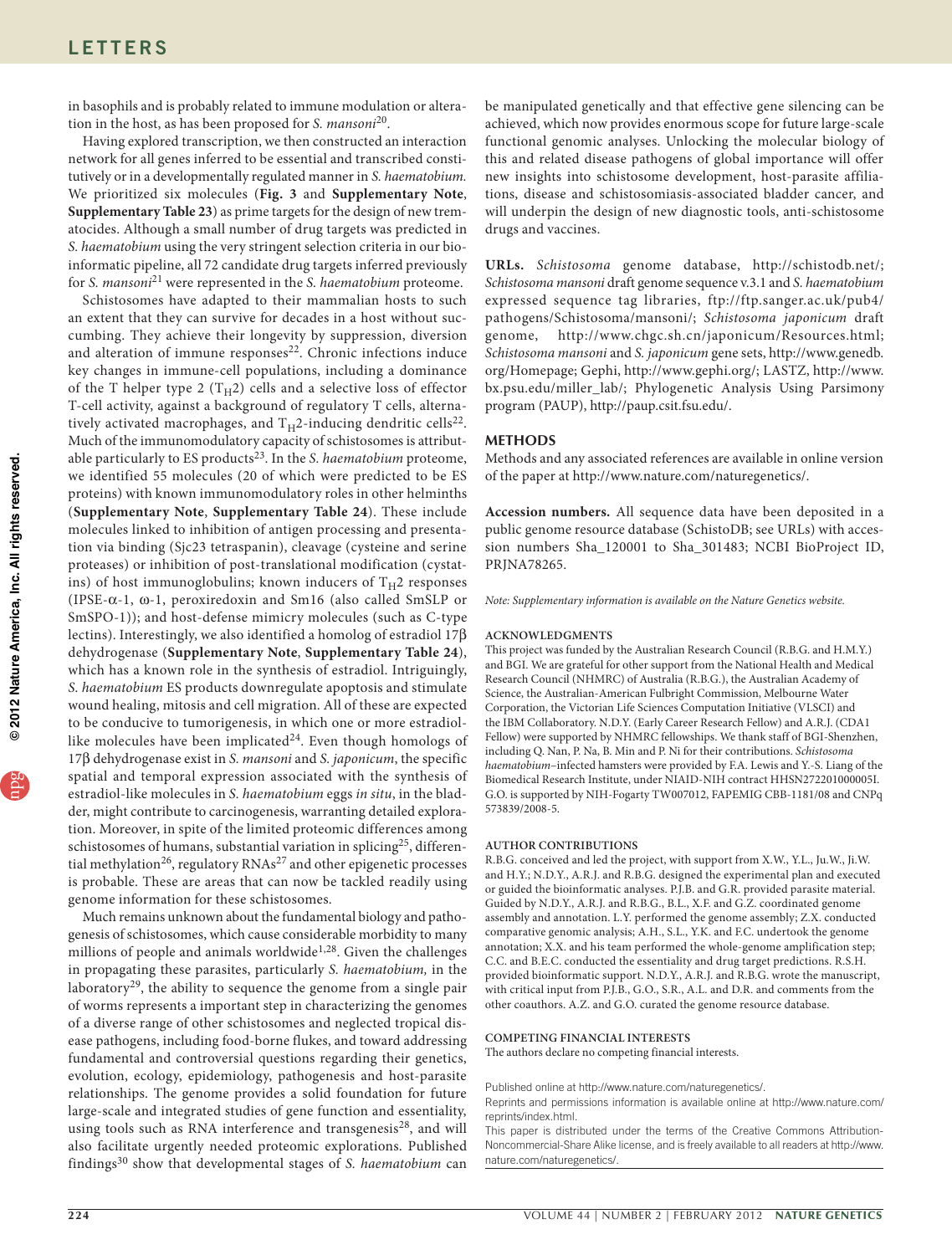in basophils and is probably related to immune modulation or alteration in the host, as has been proposed for *S. mansoni*[20].

Having explored transcription, we then constructed an interaction network for all genes inferred to be essential and transcribed constitutively or in a developmentally regulated manner in *S. haematobium.* We prioritized six molecules (**Fig. 3** and **Supplementary Note**, **Supplementary Table 23**) as prime targets for the design of new trematocides. Although a small number of drug targets was predicted in *S. haematobium* using the very stringent selection criteria in our bioinformatic pipeline, all 72 candidate drug targets inferred previously for *S. mansoni*[21] were represented in the *S. haematobium* proteome.

Schistosomes have adapted to their mammalian hosts to such an extent that they can survive for decades in a host without succumbing. They achieve their longevity by suppression, diversion and alteration of immune responses[22]. Chronic infections induce key changes in immune-cell populations, including a dominance of the T helper type 2 ($T_H2$) cells and a selective loss of effector T-cell activity, against a background of regulatory T cells, alternatively activated macrophages, and $T_H2$-inducing dendritic cells[22]. Much of the immunomodulatory capacity of schistosomes is attributable particularly to ES products[23]. In the *S. haematobium* proteome, we identified 55 molecules (20 of which were predicted to be ES proteins) with known immunomodulatory roles in other helminths (**Supplementary Note**, **Supplementary Table 24**). These include molecules linked to inhibition of antigen processing and presentation via binding (Sjc23 tetraspanin), cleavage (cysteine and serine proteases) or inhibition of post-translational modification (cystatins) of host immunoglobulins; known inducers of $T_H2$ responses (IPSE-α-1, ω-1, peroxiredoxin and Sm16 (also called SmSLP or SmSPO-1)); and host-defense mimicry molecules (such as C-type lectins). Interestingly, we also identified a homolog of estradiol 17β dehydrogenase (**Supplementary Note**, **Supplementary Table 24**), which has a known role in the synthesis of estradiol. Intriguingly, *S. haematobium* ES products downregulate apoptosis and stimulate wound healing, mitosis and cell migration. All of these are expected to be conducive to tumorigenesis, in which one or more estradiol-like molecules have been implicated[24]. Even though homologs of 17β dehydrogenase exist in *S. mansoni* and *S. japonicum*, the specific spatial and temporal expression associated with the synthesis of estradiol-like molecules in *S. haematobium* eggs *in situ*, in the bladder, might contribute to carcinogenesis, warranting detailed exploration. Moreover, in spite of the limited proteomic differences among schistosomes of humans, substantial variation in splicing[25], differential methylation[26], regulatory RNAs[27] and other epigenetic processes is probable. These are areas that can now be tackled readily using genome information for these schistosomes.

Much remains unknown about the fundamental biology and pathogenesis of schistosomes, which cause considerable morbidity to many millions of people and animals worldwide[1,28]. Given the challenges in propagating these parasites, particularly *S. haematobium,* in the laboratory[29], the ability to sequence the genome from a single pair of worms represents a important step in characterizing the genomes of a diverse range of other schistosomes and neglected tropical disease pathogens, including food-borne flukes, and toward addressing fundamental and controversial questions regarding their genetics, evolution, ecology, epidemiology, pathogenesis and host-parasite relationships. The genome provides a solid foundation for future large-scale and integrated studies of gene function and essentiality, using tools such as RNA interference and transgenesis[28], and will also facilitate urgently needed proteomic explorations. Published findings[30] show that developmental stages of *S. haematobium* can be manipulated genetically and that effective gene silencing can be achieved, which now provides enormous scope for future large-scale functional genomic analyses. Unlocking the molecular biology of this and related disease pathogens of global importance will offer new insights into schistosome development, host-parasite affiliations, disease and schistosomiasis-associated bladder cancer, and will underpin the design of new diagnostic tools, anti-schistosome drugs and vaccines.

**URLs.** *Schistosoma* genome database, http://schistodb.net/; *Schistosoma mansoni* draft genome sequence v.3.1 and *S. haematobium* expressed sequence tag libraries, ftp://ftp.sanger.ac.uk/pub4/pathogens/Schistosoma/mansoni/; *Schistosoma japonicum* draft genome, http://www.chgc.sh.cn/japonicum/Resources.html; *Schistosoma mansoni* and *S. japonicum* gene sets, http://www.genedb.org/Homepage; Gephi, http://www.gephi.org/; LASTZ, http://www.bx.psu.edu/miller_lab/; Phylogenetic Analysis Using Parsimony program (PAUP), http://paup.csit.fsu.edu/.

## METHODS

Methods and any associated references are available in online version of the paper at http://www.nature.com/naturegenetics/.

**Accession numbers.** All sequence data have been deposited in a public genome resource database (SchistoDB; see URLs) with accession numbers Sha_120001 to Sha_301483; NCBI BioProject ID, PRJNA78265.

*Note: Supplementary information is available on the Nature Genetics website.*

### ACKNOWLEDGMENTS

This project was funded by the Australian Research Council (R.B.G. and H.M.Y.) and BGI. We are grateful for other support from the National Health and Medical Research Council (NHMRC) of Australia (R.B.G.), the Australian Academy of Science, the Australian-American Fulbright Commission, Melbourne Water Corporation, the Victorian Life Sciences Computation Initiative (VLSCI) and the IBM Collaboratory. N.D.Y. (Early Career Research Fellow) and A.R.J. (CDA1 Fellow) were supported by NHMRC fellowships. We thank staff of BGI-Shenzhen, including Q. Nan, P. Na, B. Min and P. Ni for their contributions. *Schistosoma haematobium*–infected hamsters were provided by F.A. Lewis and Y.-S. Liang of the Biomedical Research Institute, under NIAID-NIH contract HHSN272201000005I. G.O. is supported by NIH-Fogarty TW007012, FAPEMIG CBB-1181/08 and CNPq 573839/2008-5.

### AUTHOR CONTRIBUTIONS

R.B.G. conceived and led the project, with support from X.W., Y.L., Ju.W., Ji.W. and H.Y.; N.D.Y., A.R.J. and R.B.G. designed the experimental plan and executed or guided the bioinformatic analyses. P.J.B. and G.R. provided parasite material. Guided by N.D.Y., A.R.J. and R.B.G., B.L., X.F. and G.Z. coordinated genome assembly and annotation. L.Y. performed the genome assembly; Z.X. conducted comparative genomic analysis; A.H., S.L., Y.K. and F.C. undertook the genome annotation; X.X. and his team performed the whole-genome amplification step; C.C. and B.E.C. conducted the essentiality and drug target predictions. R.S.H. provided bioinformatic support. N.D.Y., A.R.J. and R.B.G. wrote the manuscript, with critical input from P.J.B., G.O., S.R., A.L. and D.R. and comments from the other coauthors. A.Z. and G.O. curated the genome resource database.

### COMPETING FINANCIAL INTERESTS

The authors declare no competing financial interests.

Published online at http://www.nature.com/naturegenetics/.
Reprints and permissions information is available online at http://www.nature.com/reprints/index.html.
This paper is distributed under the terms of the Creative Commons Attribution-Noncommercial-Share Alike license, and is freely available to all readers at http://www.nature.com/naturegenetics/.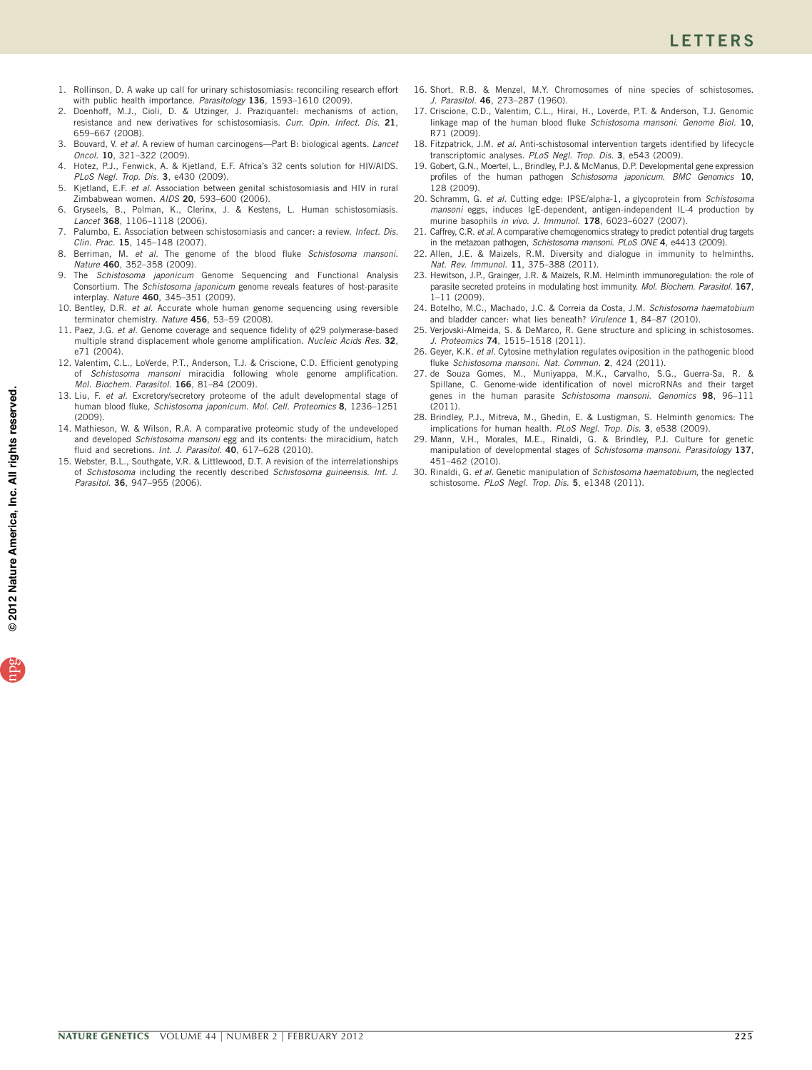1. Rollinson, D. A wake up call for urinary schistosomiasis: reconciling research effort with public health importance. *Parasitology* **136**, 1593–1610 (2009).
2. Doenhoff, M.J., Cioli, D. & Utzinger, J. Praziquantel: mechanisms of action, resistance and new derivatives for schistosomiasis. *Curr. Opin. Infect. Dis.* **21**, 659–667 (2008).
3. Bouvard, V. *et al.* A review of human carcinogens—Part B: biological agents. *Lancet Oncol.* **10**, 321–322 (2009).
4. Hotez, P.J., Fenwick, A. & Kjetland, E.F. Africa's 32 cents solution for HIV/AIDS. *PLoS Negl. Trop. Dis.* **3**, e430 (2009).
5. Kjetland, E.F. *et al.* Association between genital schistosomiasis and HIV in rural Zimbabwean women. *AIDS* **20**, 593–600 (2006).
6. Gryseels, B., Polman, K., Clerinx, J. & Kestens, L. Human schistosomiasis. *Lancet* **368**, 1106–1118 (2006).
7. Palumbo, E. Association between schistosomiasis and cancer: a review. *Infect. Dis. Clin. Prac.* **15**, 145–148 (2007).
8. Berriman, M. *et al.* The genome of the blood fluke *Schistosoma mansoni*. *Nature* **460**, 352–358 (2009).
9. The *Schistosoma japonicum* Genome Sequencing and Functional Analysis Consortium. The *Schistosoma japonicum* genome reveals features of host-parasite interplay. *Nature* **460**, 345–351 (2009).
10. Bentley, D.R. *et al.* Accurate whole human genome sequencing using reversible terminator chemistry. *Nature* **456**, 53–59 (2008).
11. Paez, J.G. *et al.* Genome coverage and sequence fidelity of ϕ29 polymerase-based multiple strand displacement whole genome amplification. *Nucleic Acids Res.* **32**, e71 (2004).
12. Valentim, C.L., LoVerde, P.T., Anderson, T.J. & Criscione, C.D. Efficient genotyping of *Schistosoma mansoni* miracidia following whole genome amplification. *Mol. Biochem. Parasitol.* **166**, 81–84 (2009).
13. Liu, F. *et al.* Excretory/secretory proteome of the adult developmental stage of human blood fluke, *Schistosoma japonicum*. *Mol. Cell. Proteomics* **8**, 1236–1251 (2009).
14. Mathieson, W. & Wilson, R.A. A comparative proteomic study of the undeveloped and developed *Schistosoma mansoni* egg and its contents: the miracidium, hatch fluid and secretions. *Int. J. Parasitol.* **40**, 617–628 (2010).
15. Webster, B.L., Southgate, V.R. & Littlewood, D.T. A revision of the interrelationships of *Schistosoma* including the recently described *Schistosoma guineensis*. *Int. J. Parasitol.* **36**, 947–955 (2006).
16. Short, R.B. & Menzel, M.Y. Chromosomes of nine species of schistosomes. *J. Parasitol.* **46**, 273–287 (1960).
17. Criscione, C.D., Valentim, C.L., Hirai, H., Loverde, P.T. & Anderson, T.J. Genomic linkage map of the human blood fluke *Schistosoma mansoni*. *Genome Biol.* **10**, R71 (2009).
18. Fitzpatrick, J.M. *et al.* Anti-schistosomal intervention targets identified by lifecycle transcriptomic analyses. *PLoS Negl. Trop. Dis.* **3**, e543 (2009).
19. Gobert, G.N., Moertel, L., Brindley, P.J. & McManus, D.P. Developmental gene expression profiles of the human pathogen *Schistosoma japonicum*. *BMC Genomics* **10**, 128 (2009).
20. Schramm, G. *et al.* Cutting edge: IPSE/alpha-1, a glycoprotein from *Schistosoma mansoni* eggs, induces IgE-dependent, antigen-independent IL-4 production by murine basophils *in vivo*. *J. Immunol.* **178**, 6023–6027 (2007).
21. Caffrey, C.R. *et al.* A comparative chemogenomics strategy to predict potential drug targets in the metazoan pathogen, *Schistosoma mansoni*. *PLoS ONE* **4**, e4413 (2009).
22. Allen, J.E. & Maizels, R.M. Diversity and dialogue in immunity to helminths. *Nat. Rev. Immunol.* **11**, 375–388 (2011).
23. Hewitson, J.P., Grainger, J.R. & Maizels, R.M. Helminth immunoregulation: the role of parasite secreted proteins in modulating host immunity. *Mol. Biochem. Parasitol.* **167**, 1–11 (2009).
24. Botelho, M.C., Machado, J.C. & Correia da Costa, J.M. *Schistosoma haematobium* and bladder cancer: what lies beneath? *Virulence* **1**, 84–87 (2010).
25. Verjovski-Almeida, S. & DeMarco, R. Gene structure and splicing in schistosomes. *J. Proteomics* **74**, 1515–1518 (2011).
26. Geyer, K.K. *et al.* Cytosine methylation regulates oviposition in the pathogenic blood fluke *Schistosoma mansoni*. *Nat. Commun.* **2**, 424 (2011).
27. de Souza Gomes, M., Muniyappa, M.K., Carvalho, S.G., Guerra-Sa, R. & Spillane, C. Genome-wide identification of novel microRNAs and their target genes in the human parasite *Schistosoma mansoni*. *Genomics* **98**, 96–111 (2011).
28. Brindley, P.J., Mitreva, M., Ghedin, E. & Lustigman, S. Helminth genomics: The implications for human health. *PLoS Negl. Trop. Dis.* **3**, e538 (2009).
29. Mann, V.H., Morales, M.E., Rinaldi, G. & Brindley, P.J. Culture for genetic manipulation of developmental stages of *Schistosoma mansoni*. *Parasitology* **137**, 451–462 (2010).
30. Rinaldi, G. *et al.* Genetic manipulation of *Schistosoma haematobium,* the neglected schistosome. *PLoS Negl. Trop. Dis.* **5**, e1348 (2011).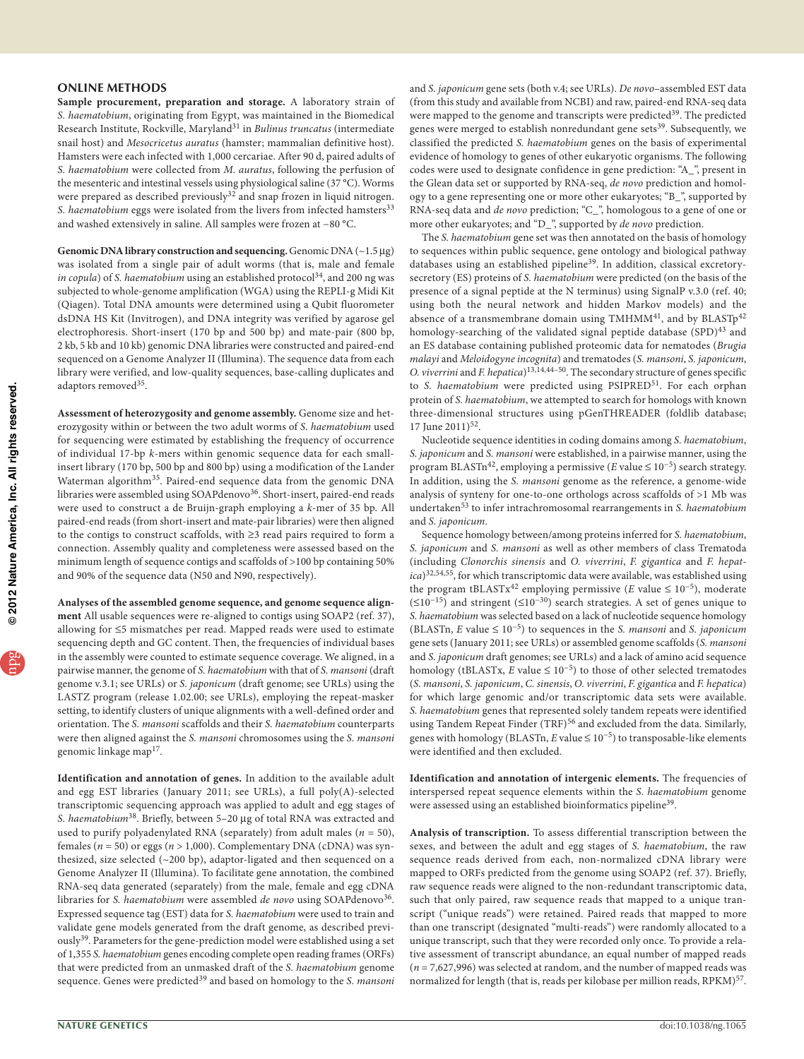## ONLINE METHODS

**Sample procurement, preparation and storage.** A laboratory strain of *S. haematobium*, originating from Egypt, was maintained in the Biomedical Research Institute, Rockville, Maryland[31] in *Bulinus truncatus* (intermediate snail host) and *Mesocricetus auratus* (hamster; mammalian definitive host). Hamsters were each infected with 1,000 cercariae. After 90 d, paired adults of *S. haematobium* were collected from *M. auratus*, following the perfusion of the mesenteric and intestinal vessels using physiological saline (37 °C). Worms were prepared as described previously[32] and snap frozen in liquid nitrogen. *S. haematobium* eggs were isolated from the livers from infected hamsters[33] and washed extensively in saline. All samples were frozen at −80 °C.

**Genomic DNA library construction and sequencing.** Genomic DNA (~1.5 μg) was isolated from a single pair of adult worms (that is, male and female *in copula*) of *S. haematobium* using an established protocol[34], and 200 ng was subjected to whole-genome amplification (WGA) using the REPLI-g Midi Kit (Qiagen). Total DNA amounts were determined using a Qubit fluorometer dsDNA HS Kit (Invitrogen), and DNA integrity was verified by agarose gel electrophoresis. Short-insert (170 bp and 500 bp) and mate-pair (800 bp, 2 kb, 5 kb and 10 kb) genomic DNA libraries were constructed and paired-end sequenced on a Genome Analyzer II (Illumina). The sequence data from each library were verified, and low-quality sequences, base-calling duplicates and adaptors removed[35].

**Assessment of heterozygosity and genome assembly.** Genome size and heterozygosity within or between the two adult worms of *S. haematobium* used for sequencing were estimated by establishing the frequency of occurrence of individual 17-bp *k*-mers within genomic sequence data for each small-insert library (170 bp, 500 bp and 800 bp) using a modification of the Lander Waterman algorithm[35]. Paired-end sequence data from the genomic DNA libraries were assembled using SOAPdenovo[36]. Short-insert, paired-end reads were used to construct a de Bruijn-graph employing a *k*-mer of 35 bp. All paired-end reads (from short-insert and mate-pair libraries) were then aligned to the contigs to construct scaffolds, with ≥3 read pairs required to form a connection. Assembly quality and completeness were assessed based on the minimum length of sequence contigs and scaffolds of >100 bp containing 50% and 90% of the sequence data (N50 and N90, respectively).

**Analyses of the assembled genome sequence, and genome sequence alignment** All usable sequences were re-aligned to contigs using SOAP2 (ref. 37), allowing for ≤5 mismatches per read. Mapped reads were used to estimate sequencing depth and GC content. Then, the frequencies of individual bases in the assembly were counted to estimate sequence coverage. We aligned, in a pairwise manner, the genome of *S. haematobium* with that of *S. mansoni* (draft genome v.3.1; see URLs) or *S. japonicum* (draft genome; see URLs) using the LASTZ program (release 1.02.00; see URLs), employing the repeat-masker setting, to identify clusters of unique alignments with a well-defined order and orientation. The *S. mansoni* scaffolds and their *S. haematobium* counterparts were then aligned against the *S. mansoni* chromosomes using the *S. mansoni* genomic linkage map[17].

**Identification and annotation of genes.** In addition to the available adult and egg EST libraries (January 2011; see URLs), a full poly(A)-selected transcriptomic sequencing approach was applied to adult and egg stages of *S. haematobium*[38]. Briefly, between 5–20 μg of total RNA was extracted and used to purify polyadenylated RNA (separately) from adult males ($n$ = 50), females ($n$ = 50) or eggs ($n$ > 1,000). Complementary DNA (cDNA) was synthesized, size selected (~200 bp), adaptor-ligated and then sequenced on a Genome Analyzer II (Illumina). To facilitate gene annotation, the combined RNA-seq data generated (separately) from the male, female and egg cDNA libraries for *S. haematobium* were assembled *de novo* using SOAPdenovo[36]. Expressed sequence tag (EST) data for *S. haematobium* were used to train and validate gene models generated from the draft genome, as described previously[39]. Parameters for the gene-prediction model were established using a set of 1,355 *S. haematobium* genes encoding complete open reading frames (ORFs) that were predicted from an unmasked draft of the *S. haematobium* genome sequence. Genes were predicted[39] and based on homology to the *S. mansoni* and *S. japonicum* gene sets (both v.4; see URLs). *De novo*–assembled EST data (from this study and available from NCBI) and raw, paired-end RNA-seq data were mapped to the genome and transcripts were predicted[39]. The predicted genes were merged to establish nonredundant gene sets[39]. Subsequently, we classified the predicted *S. haematobium* genes on the basis of experimental evidence of homology to genes of other eukaryotic organisms. The following codes were used to designate confidence in gene prediction: "A_", present in the Glean data set or supported by RNA-seq, *de novo* prediction and homology to a gene representing one or more other eukaryotes; "B_", supported by RNA-seq data and *de novo* prediction; "C_", homologous to a gene of one or more other eukaryotes; and "D_", supported by *de novo* prediction.

The *S. haematobium* gene set was then annotated on the basis of homology to sequences within public sequence, gene ontology and biological pathway databases using an established pipeline[39]. In addition, classical excretory-secretory (ES) proteins of *S. haematobium* were predicted (on the basis of the presence of a signal peptide at the N terminus) using SignalP v.3.0 (ref. 40; using both the neural network and hidden Markov models) and the absence of a transmembrane domain using TMHMM[41], and by BLASTp[42] homology-searching of the validated signal peptide database (SPD)[43] and an ES database containing published proteomic data for nematodes (*Brugia malayi* and *Meloidogyne incognita*) and trematodes (*S. mansoni*, *S. japonicum*, *O. viverrini* and *F. hepatica*)[13,14,44–50]. The secondary structure of genes specific to *S. haematobium* were predicted using PSIPRED[51]. For each orphan protein of *S. haematobium*, we attempted to search for homologs with known three-dimensional structures using pGenTHREADER (foldlib database; 17 June 2011)[52].

Nucleotide sequence identities in coding domains among *S. haematobium*, *S. japonicum* and *S. mansoni* were established, in a pairwise manner, using the program BLASTn[42], employing a permissive ($E$ value ≤ $10^{-5}$) search strategy. In addition, using the *S. mansoni* genome as the reference, a genome-wide analysis of synteny for one-to-one orthologs across scaffolds of >1 Mb was undertaken[53] to infer intrachromosomal rearrangements in *S. haematobium* and *S. japonicum*.

Sequence homology between/among proteins inferred for *S. haematobium*, *S. japonicum* and *S. mansoni* as well as other members of class Trematoda (including *Clonorchis sinensis* and *O. viverrini*, *F. gigantica* and *F. hepatica*)[32,54,55], for which transcriptomic data were available, was established using the program tBLASTx[42] employing permissive ($E$ value ≤ $10^{-5}$), moderate (≤$10^{-15}$) and stringent (≤$10^{-30}$) search strategies. A set of genes unique to *S. haematobium* was selected based on a lack of nucleotide sequence homology (BLASTn, $E$ value ≤ $10^{-5}$) to sequences in the *S. mansoni* and *S. japonicum* gene sets (January 2011; see URLs) or assembled genome scaffolds (*S. mansoni* and *S. japonicum* draft genomes; see URLs) and a lack of amino acid sequence homology (tBLASTx, $E$ value ≤ $10^{-5}$) to those of other selected trematodes (*S. mansoni*, *S. japonicum*, *C. sinensis*, *O. viverrini*, *F. gigantica* and *F. hepatica*) for which large genomic and/or transcriptomic data sets were available. *S. haematobium* genes that represented solely tandem repeats were identified using Tandem Repeat Finder (TRF)[56] and excluded from the data. Similarly, genes with homology (BLASTn, $E$ value ≤ $10^{-5}$) to transposable-like elements were identified and then excluded.

**Identification and annotation of intergenic elements.** The frequencies of interspersed repeat sequence elements within the *S. haematobium* genome were assessed using an established bioinformatics pipeline[39].

**Analysis of transcription.** To assess differential transcription between the sexes, and between the adult and egg stages of *S. haematobium*, the raw sequence reads derived from each, non-normalized cDNA library were mapped to ORFs predicted from the genome using SOAP2 (ref. 37). Briefly, raw sequence reads were aligned to the non-redundant transcriptomic data, such that only paired, raw sequence reads that mapped to a unique transcript ("unique reads") were retained. Paired reads that mapped to more than one transcript (designated "multi-reads") were randomly allocated to a unique transcript, such that they were recorded only once. To provide a relative assessment of transcript abundance, an equal number of mapped reads ($n$ = 7,627,996) was selected at random, and the number of mapped reads was normalized for length (that is, reads per kilobase per million reads, RPKM)[57].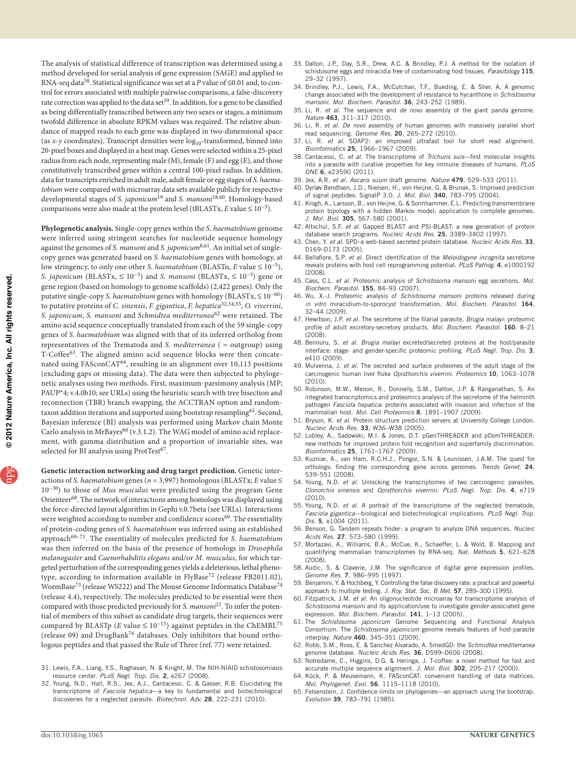The analysis of statistical difference of transcription was determined using a method developed for serial analysis of gene expression (SAGE) and applied to RNA-seq data[58]. Statistical significance was set at a *P* value of ≤0.01 and, to control for errors associated with multiple pairwise comparisons, a false-discovery rate correction was applied to the data set[59]. In addition, for a gene to be classified as being differentially transcribed between any two sexes or stages, a minimum twofold difference in absolute RPKM values was required. The relative abundance of mapped reads to each gene was displayed in two-dimensional space (as *x*-*y* coordinates). Transcript densities were $\log_{10}$-transformed, binned into 20-pixel boxes and displayed in a heat map. Genes were selected within a 25-pixel radius from each node, representing male (M), female (F) and egg (E), and those constitutively transcribed genes within a central 100-pixel radius. In addition, data for transcripts enriched in adult male, adult female or egg stages of *S. haematobium* were compared with microarray data sets available publicly for respective developmental stages of *S. japonicum*[19] and *S. mansoni*[18,60]. Homology-based comparisons were also made at the protein level (tBLASTx, *E* value ≤ $10^{-5}$).

**Phylogenetic analysis.** Single-copy genes within the *S. haematobium* genome were inferred using stringent searches for nucleotide sequence homology against the genomes of *S. mansoni* and *S. japonicum*[8,61]. An initial set of single-copy genes was generated based on *S. haematobium* genes with homology, at low stringency, to only one other *S. haematobium* (BLASTn, *E* value ≤ $10^{-5}$), *S. japonicum* (BLASTx, ≤ $10^{-5}$) and *S. mansoni* (BLASTx, ≤ $10^{-5}$) gene or gene region (based on homology to genome scaffolds) (2,422 genes). Only the putative single-copy *S. haematobium* genes with homology (BLASTx, ≤ $10^{-60}$) to putative proteins of *C. sinensis*, *F. gigantica*, *F. hepatica*[32,54,55], *O. viverrini*, *S. japonicum*, *S. mansoni* and *Schmidtea mediterranea*[62] were retained. The amino acid sequence conceptually translated from each of the 59 single-copy genes of *S. haematobium* was aligned with that of its inferred ortholog from representatives of the Trematoda and *S. mediterranea* ( = outgroup) using T-Coffee[63]. The aligned amino acid sequence blocks were then concatenated using FASconCAT[64], resulting in an alignment over 10,113 positions (excluding gaps or missing data). The data were then subjected to phylogenetic analyses using two methods. First, maximum-parsimony analysis (MP; PAUP*4; v.4.0b10; see URLs) using the heuristic search with tree bisection and reconnection (TBR) branch swapping, the ACCTRAN option and random-taxon addition iterations and supported using bootstrap resampling[65]. Second, Bayesian inference (BI) analysis was performed using Markov chain Monte Carlo analysis in MrBayes[66] (v.3.1.2). The WAG model of amino acid replacement, with gamma distribution and a proportion of invariable sites, was selected for BI analysis using ProtTest[67].

**Genetic interaction networking and drug target prediction.** Genetic interactions of *S. haematobium* genes (*n* = 3,997) homologous (BLASTx; *E* value ≤ $10^{-30}$) to those of *Mus musculus* were predicted using the program Gene Orienteer[68]. The network of interactions among homologs was displayed using the force-directed layout algorithm in Gephi v.0.7beta (see URLs). Interactions were weighted according to number and confidence scores[69]. The essentiality of protein-coding genes of *S. haematobium* was inferred using an established approach[69–71]. The essentiality of molecules predicted for *S. haematobium* was then inferred on the basis of the presence of homologs in *Drosophila melanogaster* and *Caenorhabditis elegans* and/or *M. musculus*, for which targeted perturbation of the corresponding genes yields a deleterious, lethal phenotype, according to information available in FlyBase[72] (release FB2011.02), WormBase[73] (release WS222) and The Mouse Genome Informatics Database[74] (release 4.4), respectively. The molecules predicted to be essential were then compared with those predicted previously for *S. mansoni*[21]. To infer the potential of members of this subset as candidate drug targets, their sequences were compared by BLASTp (*E* value ≤ $10^{-15}$) against peptides in the ChEMBL[75] (release 09) and DrugBank[76] databases. Only inhibitors that bound orthologous peptides and that passed the Rule of Three (ref. 77) were retained.

31. Lewis, F.A., Liang, Y.S., Raghavan, N. & Knight, M. The NIH-NIAID schistosomiasis resource center. *PLoS Negl. Trop. Dis.* **2**, e267 (2008).
32. Young, N.D., Hall, R.S., Jex, A.J., Cantacessi, C. & Gasser, R.B. Elucidating the transcriptome of *Fasciola hepatica*—a key to fundamental and biotechnological discoveries for a neglected parasite. *Biotechnol. Adv.* **28**, 222–231 (2010).
33. Dalton, J.P., Day, S.R., Drew, A.C. & Brindley, P.J. A method for the isolation of schistosome eggs and miracidia free of contaminating host tissues. *Parasitology* **115**, 29–32 (1997).
34. Brindley, P.J., Lewis, F.A., McCutchan, T.F., Bueding, E. & Sher, A. A genomic change associated with the development of resistance to hycanthone in *Schistosoma mansoni*. *Mol. Biochem. Parasitol.* **36**, 243–252 (1989).
35. Li, R. *et al.* The sequence and *de novo* assembly of the giant panda genome. *Nature* **463**, 311–317 (2010).
36. Li, R. *et al. De novo* assembly of human genomes with massively parallel short read sequencing. *Genome Res.* **20**, 265–272 (2010).
37. Li, R. *et al.* SOAP2: an improved ultrafast tool for short read alignment. *Bioinformatics* **25**, 1966–1967 (2009).
38. Cantacessi, C. *et al.* The transcriptome of *Trichuris suis*—first molecular insights into a parasite with curative properties for key immune diseases of humans. *PLoS ONE* **6**, e23590 (2011).
39. Jex, A.R. *et al. Ascaris suum* draft genome. *Nature* **479**, 529–533 (2011).
40. Dyrløv Bendtsen, J.D., Nielsen, H., von Heijne, G. & Brunak, S. Improved prediction of signal peptides: SignalP 3.0. *J. Mol. Biol.* **340**, 783–795 (2004).
41. Krogh, A., Larsson, B., von Heijne, G. & Sonnhammer, E.L. Predicting transmembrane protein topology with a hidden Markov model: application to complete genomes. *J. Mol. Biol.* **305**, 567–580 (2001).
42. Altschul, S.F. *et al.* Gapped BLAST and PSI-BLAST: a new generation of protein database search programs. *Nucleic Acids Res.* **25**, 3389–3402 (1997).
43. Chen, Y. *et al.* SPD–a web-based secreted protein database. *Nucleic Acids Res.* **33**, D169–D173 (2005).
44. Bellafiore, S.P. *et al.* Direct identification of the *Meloidogyne incognita* secretome reveals proteins with host cell reprogramming potential. *PLoS Pathog.* **4**, e1000192 (2008).
45. Cass, C.L. *et al.* Proteomic analysis of *Schistosoma mansoni* egg secretions. *Mol. Biochem. Parasitol.* **155**, 84–93 (2007).
46. Wu, X.-J. Proteomic analysis of *Schistosoma mansoni* proteins released during *in vitro* miracidium-to-sporocyst transformation. *Mol. Biochem. Parasitol.* **164**, 32–44 (2009).
47. Hewitson, J.P. *et al.* The secretome of the filarial parasite, *Brugia malayi:* proteomic profile of adult excretory-secretory products. *Mol. Biochem. Parasitol.* **160**, 8–21 (2008).
48. Bennuru, S. *et al. Brugia malayi* excreted/secreted proteins at the host/parasite interface: stage- and gender-specific proteomic profiling. *PLoS Negl. Trop. Dis.* **3**, e410 (2009).
49. Mulvenna, J. *et al.* The secreted and surface proteomes of the adult stage of the carcinogenic human liver fluke *Opisthorchis viverrini*. *Proteomics* **10**, 1063–1078 (2010).
50. Robinson, M.W., Menon, R., Donnelly, S.M., Dalton, J.P. & Ranganathan, S. An integrated transcriptomics and proteomics analysis of the secretome of the helminth pathogen *Fasciola hepatica*: proteins associated with invasion and infection of the mammalian host. *Mol. Cell Proteomics* **8**, 1891–1907 (2009).
51. Bryson, K. *et al.* Protein structure prediction servers at University College London. *Nucleic Acids Res.* **33**, W36–W38 (2005).
52. Lobley, A., Sadowski, M.I. & Jones, D.T. pGenTHREADER and pDomTHREADER: new methods for improved protein fold recognition and superfamily discrimination. *Bioinformatics* **25**, 1761–1767 (2009).
53. Kuzniar, A., van Ham, R.C.H.J., Pongor, S.N. & Leunissen, J.A.M. The quest for orthologs: finding the corresponding gene across genomes. *Trends Genet.* **24**, 539–551 (2008).
54. Young, N.D. *et al.* Unlocking the transcriptomes of two carcinogenic parasites, *Clonorchis sinensis* and *Opisthorchis viverrini*. *PLoS Negl. Trop. Dis.* **4**, e719 (2010).
55. Young, N.D. *et al.* A portrait of the transcriptome of the neglected trematode, *Fasciola gigantica*—biological and biotechnological implications. *PLoS Negl. Trop. Dis.* **5**, e1004 (2011).
56. Benson, G. Tandem repeats finder: a program to analyze DNA sequences. *Nucleic Acids Res.* **27**, 573–580 (1999).
57. Mortazavi, A., Williams, B.A., McCue, K., Schaeffer, L. & Wold, B. Mapping and quantifying mammalian transcriptomes by RNA-seq. *Nat. Methods* **5**, 621–628 (2008).
58. Audic, S. & Claverie, J.M. The significance of digital gene expression profiles. *Genome Res.* **7**, 986–995 (1997).
59. Benjamini, Y. & Hochberg, Y. Controlling the false discovery rate: a practical and powerful approach to multiple testing. *J. Roy. Stat. Soc. B Met.* **57**, 289–300 (1995).
60. Fitzpatrick, J.M. *et al.* An oligonucleotide microarray for transcriptome analysis of *Schistosoma mansoni* and its application/use to investigate gender-associated gene expression. *Mol. Biochem. Parasitol.* **141**, 1–13 (2005).
61. The *Schistosoma japonicum* Genome Sequencing and Functional Analysis Consortium. The *Schistosoma japonicum* genome reveals features of host-parasite interplay. *Nature* **460**, 345–351 (2009).
62. Robb, S.M., Ross, E. & Sanchez Alvarado, A. SmedGD: the *Schmidtea mediterranea* genome database. *Nucleic Acids Res.* **36**, D599–D606 (2008).
63. Notredame, C., Higgins, D.G. & Heringa, J. T-coffee: a novel method for fast and accurate multiple sequence alignment. *J. Mol. Biol.* **302**, 205–217 (2000).
64. Kück, P. & Meusemann, K. FASconCAT: convenient handling of data matrices. *Mol. Phylogenet. Evol.* **56**, 1115–1118 (2010).
65. Felsenstein, J. Confidence-limits on phylogenies—an approach using the bootstrap. *Evolution* **39**, 783–791 (1985).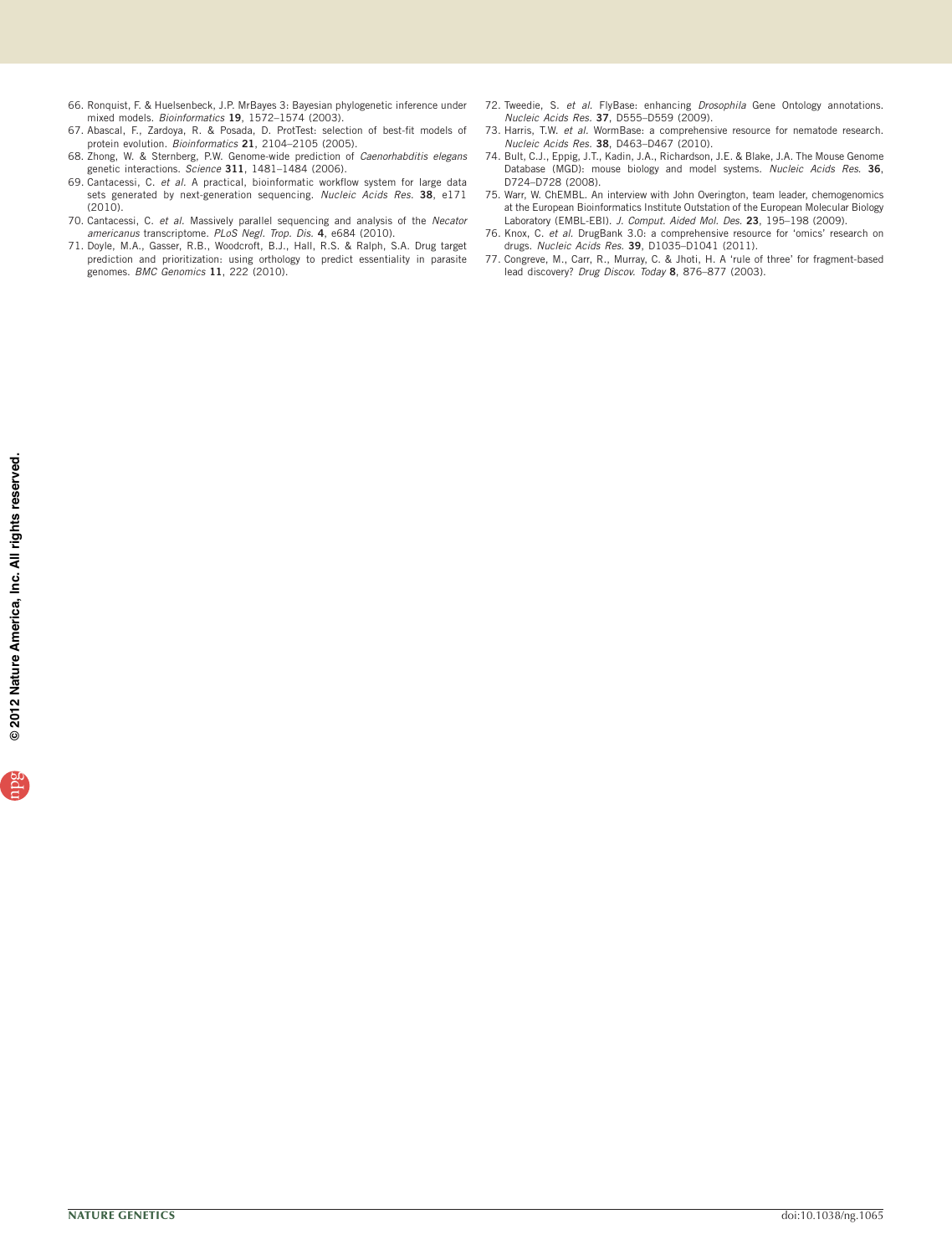66. Ronquist, F. & Huelsenbeck, J.P. MrBayes 3: Bayesian phylogenetic inference under mixed models. *Bioinformatics* **19**, 1572–1574 (2003).
67. Abascal, F., Zardoya, R. & Posada, D. ProtTest: selection of best-fit models of protein evolution. *Bioinformatics* **21**, 2104–2105 (2005).
68. Zhong, W. & Sternberg, P.W. Genome-wide prediction of *Caenorhabditis elegans* genetic interactions. *Science* **311**, 1481–1484 (2006).
69. Cantacessi, C. *et al.* A practical, bioinformatic workflow system for large data sets generated by next-generation sequencing. *Nucleic Acids Res.* **38**, e171 (2010).
70. Cantacessi, C. *et al.* Massively parallel sequencing and analysis of the *Necator americanus* transcriptome. *PLoS Negl. Trop. Dis.* **4**, e684 (2010).
71. Doyle, M.A., Gasser, R.B., Woodcroft, B.J., Hall, R.S. & Ralph, S.A. Drug target prediction and prioritization: using orthology to predict essentiality in parasite genomes. *BMC Genomics* **11**, 222 (2010).
72. Tweedie, S. *et al.* FlyBase: enhancing *Drosophila* Gene Ontology annotations. *Nucleic Acids Res.* **37**, D555–D559 (2009).
73. Harris, T.W. *et al.* WormBase: a comprehensive resource for nematode research. *Nucleic Acids Res.* **38**, D463–D467 (2010).
74. Bult, C.J., Eppig, J.T., Kadin, J.A., Richardson, J.E. & Blake, J.A. The Mouse Genome Database (MGD): mouse biology and model systems. *Nucleic Acids Res.* **36**, D724–D728 (2008).
75. Warr, W. ChEMBL. An interview with John Overington, team leader, chemogenomics at the European Bioinformatics Institute Outstation of the European Molecular Biology Laboratory (EMBL-EBI). *J. Comput. Aided Mol. Des.* **23**, 195–198 (2009).
76. Knox, C. *et al.* DrugBank 3.0: a comprehensive resource for 'omics' research on drugs. *Nucleic Acids Res.* **39**, D1035–D1041 (2011).
77. Congreve, M., Carr, R., Murray, C. & Jhoti, H. A 'rule of three' for fragment-based lead discovery? *Drug Discov. Today* **8**, 876–877 (2003).